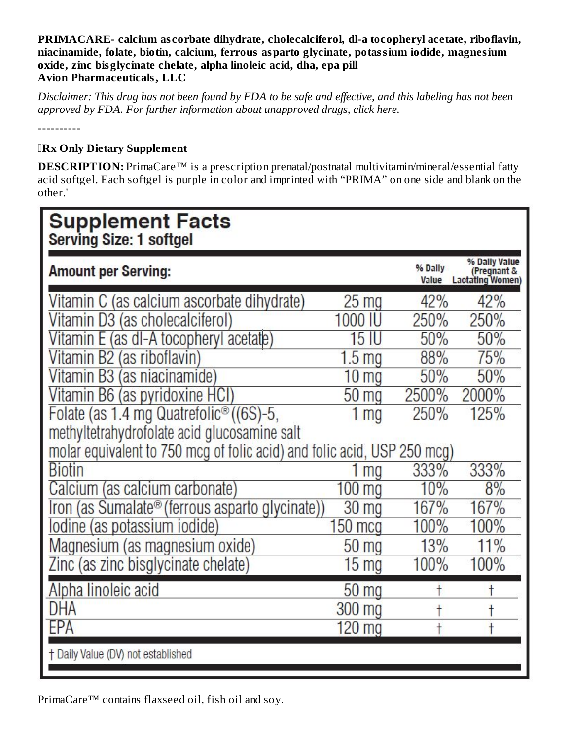**PRIMACARE- calcium ascorbate dihydrate, cholecalciferol, dl-a tocopheryl acetate, riboflavin, niacinamide, folate, biotin, calcium, ferrous asparto glycinate, potassium iodide, magnesium oxide, zinc bisglycinate chelate, alpha linoleic acid, dha, epa pill**
**Avion Pharmaceuticals, LLC**

*Disclaimer: This drug has not been found by FDA to be safe and effective, and this labeling has not been approved by FDA. For further information about unapproved drugs, click here.*

----------

**Rx Only Dietary Supplement**

**DESCRIPTION:** PrimaCare™ is a prescription prenatal/postnatal multivitamin/mineral/essential fatty acid softgel. Each softgel is purple in color and imprinted with "PRIMA" on one side and blank on the other.'

**Supplement Facts**
**Serving Size: 1 softgel**

| Amount per Serving: | | % Daily Value | % Daily Value (Pregnant & Lactating Women) |
|---|---|---|---|
| Vitamin C (as calcium ascorbate dihydrate) | 25 mg | 42% | 42% |
| Vitamin D3 (as cholecalciferol) | 1000 IU | 250% | 250% |
| Vitamin E (as dl-A tocopheryl acetate) | 15 IU | 50% | 50% |
| Vitamin B2 (as riboflavin) | 1.5 mg | 88% | 75% |
| Vitamin B3 (as niacinamide) | 10 mg | 50% | 50% |
| Vitamin B6 (as pyridoxine HCl) | 50 mg | 2500% | 2000% |
| Folate (as 1.4 mg Quatrefolic® ((6S)-5, methyltetrahydrofolate acid glucosamine salt molar equivalent to 750 mcg of folic acid) and folic acid, USP 250 mcg) | 1 mg | 250% | 125% |
| Biotin | 1 mg | 333% | 333% |
| Calcium (as calcium carbonate) | 100 mg | 10% | 8% |
| Iron (as Sumalate® (ferrous asparto glycinate)) | 30 mg | 167% | 167% |
| Iodine (as potassium iodide) | 150 mcg | 100% | 100% |
| Magnesium (as magnesium oxide) | 50 mg | 13% | 11% |
| Zinc (as zinc bisglycinate chelate) | 15 mg | 100% | 100% |
| Alpha linoleic acid | 50 mg | † | † |
| DHA | 300 mg | † | † |
| EPA | 120 mg | † | † |

† Daily Value (DV) not established

PrimaCare™ contains flaxseed oil, fish oil and soy.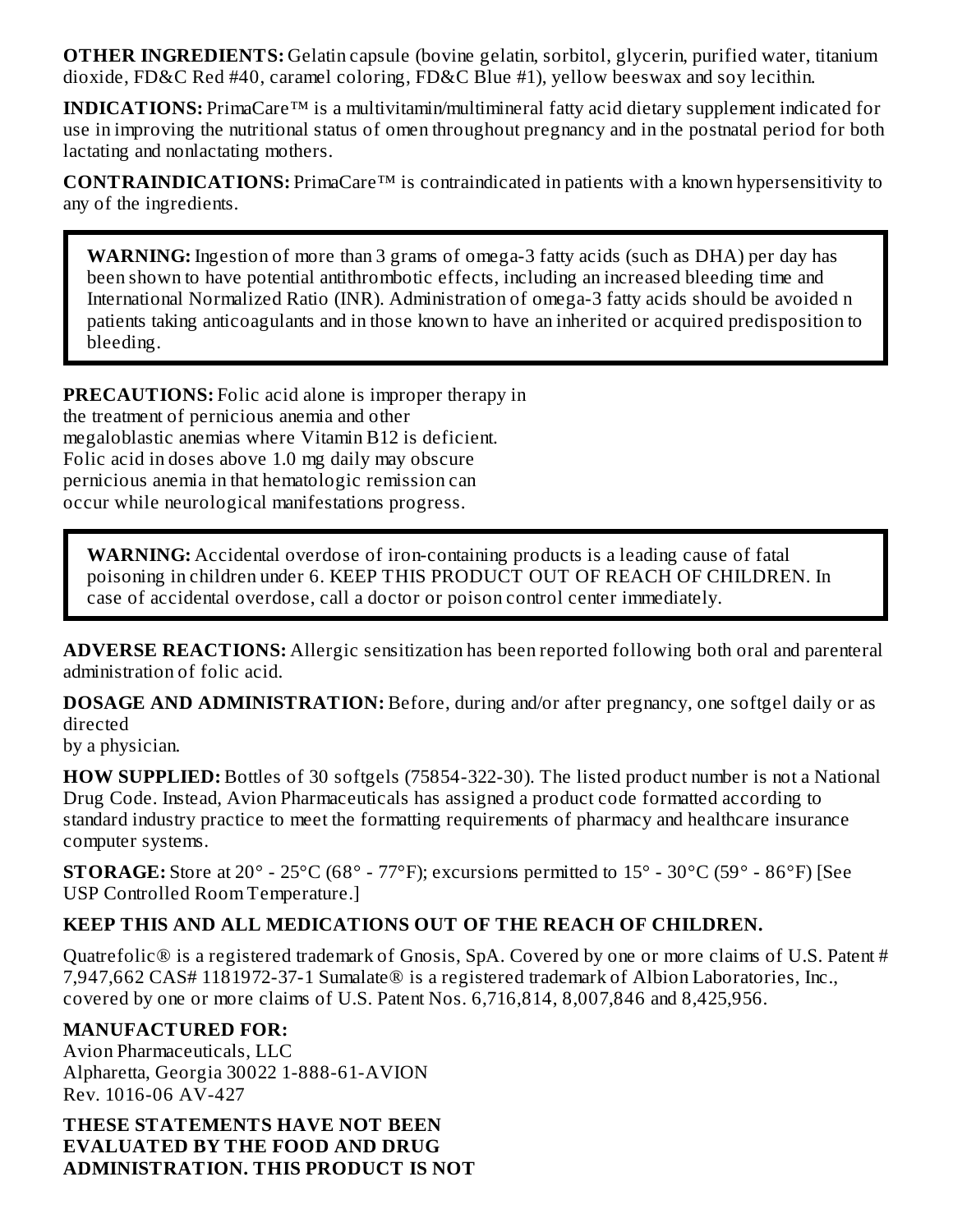**OTHER INGREDIENTS:** Gelatin capsule (bovine gelatin, sorbitol, glycerin, purified water, titanium dioxide, FD&C Red #40, caramel coloring, FD&C Blue #1), yellow beeswax and soy lecithin.

**INDICATIONS:** PrimaCare™ is a multivitamin/multimineral fatty acid dietary supplement indicated for use in improving the nutritional status of omen throughout pregnancy and in the postnatal period for both lactating and nonlactating mothers.

**CONTRAINDICATIONS:** PrimaCare™ is contraindicated in patients with a known hypersensitivity to any of the ingredients.

> **WARNING:** Ingestion of more than 3 grams of omega-3 fatty acids (such as DHA) per day has been shown to have potential antithrombotic effects, including an increased bleeding time and International Normalized Ratio (INR). Administration of omega-3 fatty acids should be avoided n patients taking anticoagulants and in those known to have an inherited or acquired predisposition to bleeding.

**PRECAUTIONS:** Folic acid alone is improper therapy in the treatment of pernicious anemia and other megaloblastic anemias where Vitamin B12 is deficient. Folic acid in doses above 1.0 mg daily may obscure pernicious anemia in that hematologic remission can occur while neurological manifestations progress.

> **WARNING:** Accidental overdose of iron-containing products is a leading cause of fatal poisoning in children under 6. KEEP THIS PRODUCT OUT OF REACH OF CHILDREN. In case of accidental overdose, call a doctor or poison control center immediately.

**ADVERSE REACTIONS:** Allergic sensitization has been reported following both oral and parenteral administration of folic acid.

**DOSAGE AND ADMINISTRATION:** Before, during and/or after pregnancy, one softgel daily or as directed
by a physician.

**HOW SUPPLIED:** Bottles of 30 softgels (75854-322-30). The listed product number is not a National Drug Code. Instead, Avion Pharmaceuticals has assigned a product code formatted according to standard industry practice to meet the formatting requirements of pharmacy and healthcare insurance computer systems.

**STORAGE:** Store at 20° - 25°C (68° - 77°F); excursions permitted to 15° - 30°C (59° - 86°F) [See USP Controlled Room Temperature.]

**KEEP THIS AND ALL MEDICATIONS OUT OF THE REACH OF CHILDREN.**

Quatrefolic® is a registered trademark of Gnosis, SpA. Covered by one or more claims of U.S. Patent # 7,947,662 CAS# 1181972-37-1 Sumalate® is a registered trademark of Albion Laboratories, Inc., covered by one or more claims of U.S. Patent Nos. 6,716,814, 8,007,846 and 8,425,956.

**MANUFACTURED FOR:**
Avion Pharmaceuticals, LLC
Alpharetta, Georgia 30022 1-888-61-AVION
Rev. 1016-06 AV-427

**THESE STATEMENTS HAVE NOT BEEN EVALUATED BY THE FOOD AND DRUG ADMINISTRATION. THIS PRODUCT IS NOT**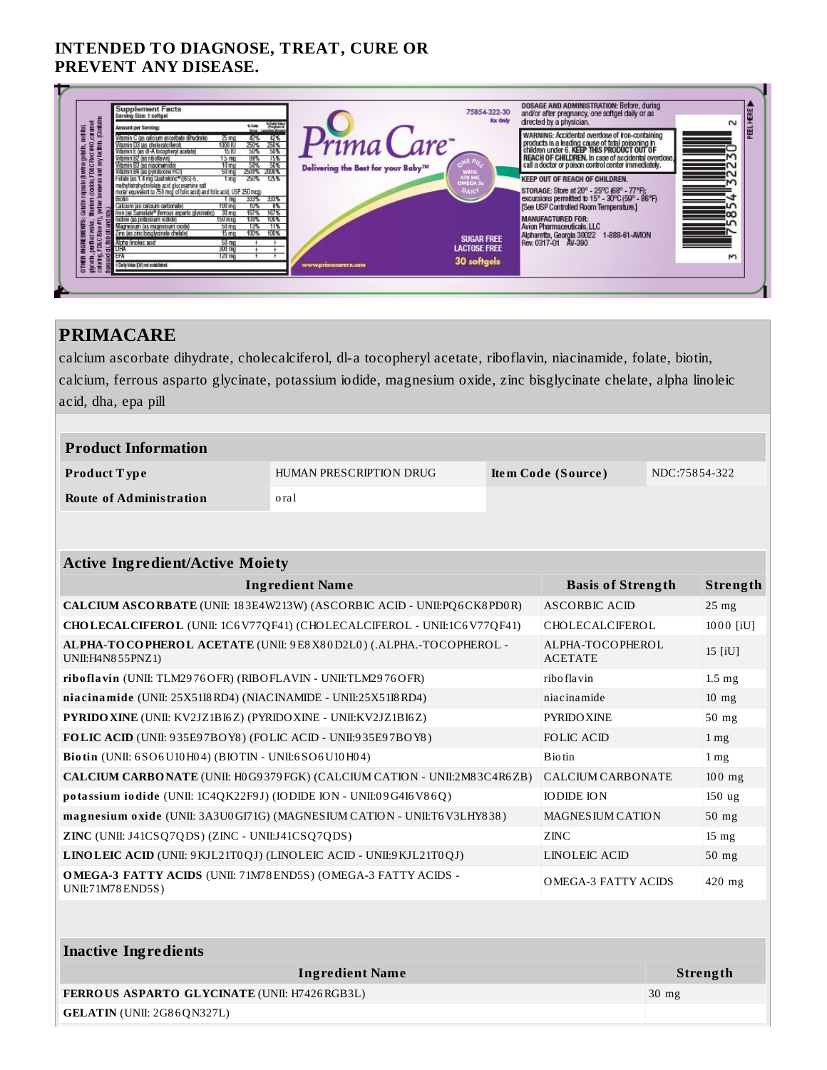**INTENDED TO DIAGNOSE, TREAT, CURE OR PREVENT ANY DISEASE.**

## PRIMACARE

calcium ascorbate dihydrate, cholecalciferol, dl-a tocopheryl acetate, riboflavin, niacinamide, folate, biotin, calcium, ferrous asparto glycinate, potassium iodide, magnesium oxide, zinc bisglycinate chelate, alpha linoleic acid, dha, epa pill

| Product Information | | | |
|---|---|---|---|
| **Product Type** | HUMAN PRESCRIPTION DRUG | **Item Code (Source)** | NDC:75854-322 |
| **Route of Administration** | oral | | |

### Active Ingredient/Active Moiety

| Ingredient Name | Basis of Strength | Strength |
|---|---|---|
| **CALCIUM ASCORBATE** (UNII: 183E4W213W) (ASCORBIC ACID - UNII:PQ6CK8PD0R) | ASCORBIC ACID | 25 mg |
| **CHOLECALCIFEROL** (UNII: 1C6V77QF41) (CHOLECALCIFEROL - UNII:1C6V77QF41) | CHOLECALCIFEROL | 1000 [iU] |
| **ALPHA-TOCOPHEROL ACETATE** (UNII: 9E8X80D2L0) (.ALPHA.-TOCOPHEROL - UNII:H4N855PNZ1) | ALPHA-TOCOPHEROL ACETATE | 15 [iU] |
| **riboflavin** (UNII: TLM2976OFR) (RIBOFLAVIN - UNII:TLM2976OFR) | riboflavin | 1.5 mg |
| **niacinamide** (UNII: 25X51I8RD4) (NIACINAMIDE - UNII:25X51I8RD4) | niacinamide | 10 mg |
| **PYRIDOXINE** (UNII: KV2JZ1BI6Z) (PYRIDOXINE - UNII:KV2JZ1BI6Z) | PYRIDOXINE | 50 mg |
| **FOLIC ACID** (UNII: 935E97BOY8) (FOLIC ACID - UNII:935E97BOY8) | FOLIC ACID | 1 mg |
| **Biotin** (UNII: 6SO6U10H04) (BIOTIN - UNII:6SO6U10H04) | Biotin | 1 mg |
| **CALCIUM CARBONATE** (UNII: H0G9379FGK) (CALCIUM CATION - UNII:2M83C4R6ZB) | CALCIUM CARBONATE | 100 mg |
| **potassium iodide** (UNII: 1C4QK22F9J) (IODIDE ION - UNII:09G4I6V86Q) | IODIDE ION | 150 ug |
| **magnesium oxide** (UNII: 3A3U0GI71G) (MAGNESIUM CATION - UNII:T6V3LHY838) | MAGNESIUM CATION | 50 mg |
| **ZINC** (UNII: J41CSQ7QDS) (ZINC - UNII:J41CSQ7QDS) | ZINC | 15 mg |
| **LINOLEIC ACID** (UNII: 9KJL21T0QJ) (LINOLEIC ACID - UNII:9KJL21T0QJ) | LINOLEIC ACID | 50 mg |
| **OMEGA-3 FATTY ACIDS** (UNII: 71M78END5S) (OMEGA-3 FATTY ACIDS - UNII:71M78END5S) | OMEGA-3 FATTY ACIDS | 420 mg |

### Inactive Ingredients

| Ingredient Name | Strength |
|---|---|
| **FERROUS ASPARTO GLYCINATE** (UNII: H7426RGB3L) | 30 mg |
| **GELATIN** (UNII: 2G86QN327L) | |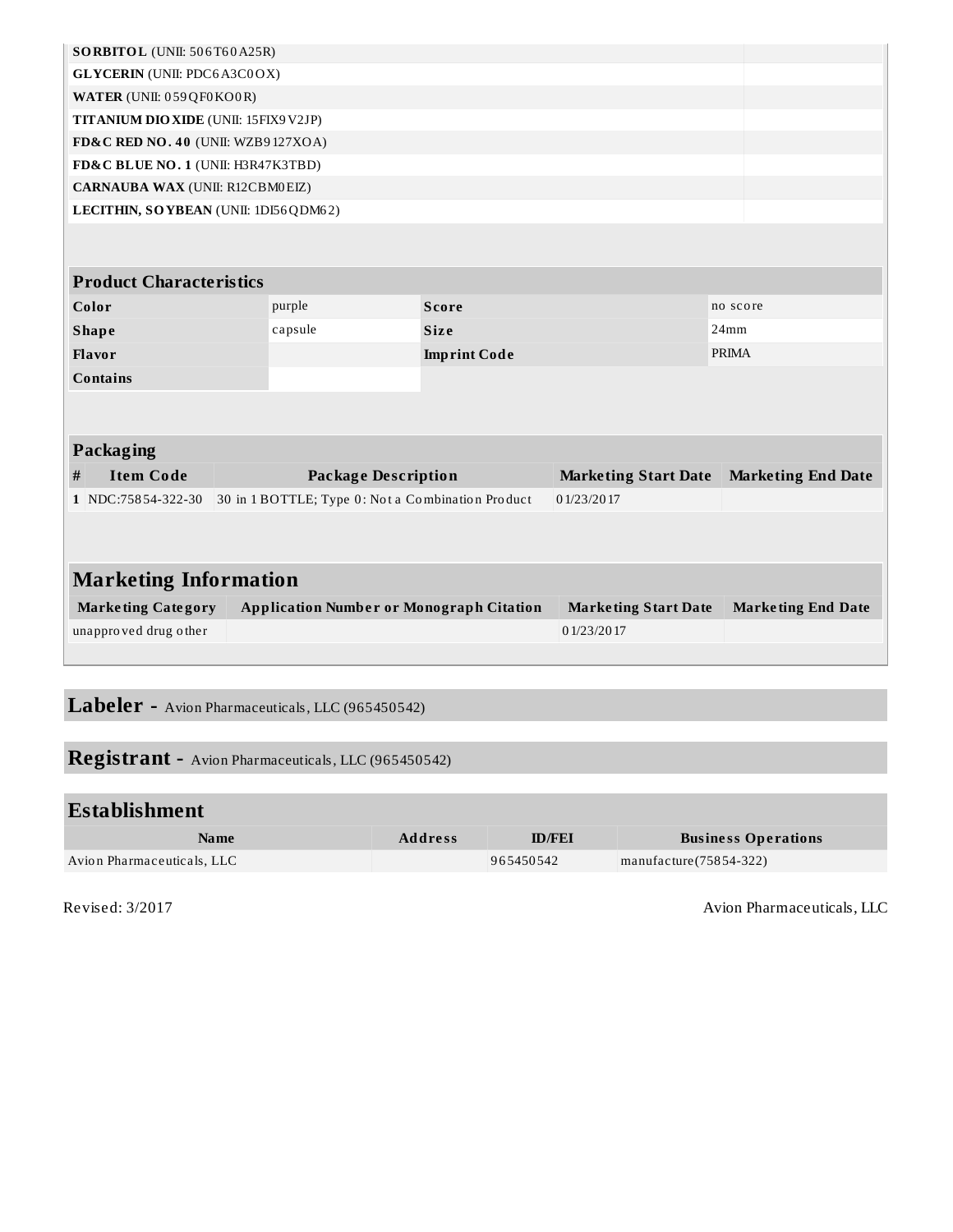| | |
|---|---|
| **SORBITOL** (UNII: 506T60A25R) | |
| **GLYCERIN** (UNII: PDC6A3C0OX) | |
| **WATER** (UNII: 059QF0KO0R) | |
| **TITANIUM DIOXIDE** (UNII: 15FIX9V2JP) | |
| **FD&C RED NO. 40** (UNII: WZB9127XOA) | |
| **FD&C BLUE NO. 1** (UNII: H3R47K3TBD) | |
| **CARNAUBA WAX** (UNII: R12CBM0EIZ) | |
| **LECITHIN, SOYBEAN** (UNII: 1DI56QDM62) | |

## Product Characteristics

| | | | |
|---|---|---|---|
| **Color** | purple | **Score** | no score |
| **Shape** | capsule | **Size** | 24mm |
| **Flavor** | | **Imprint Code** | PRIMA |
| **Contains** | | | |

## Packaging

| # | Item Code | Package Description | Marketing Start Date | Marketing End Date |
|---|---|---|---|---|
| 1 | NDC:75854-322-30 | 30 in 1 BOTTLE; Type 0: Not a Combination Product | 01/23/2017 | |

## Marketing Information

| Marketing Category | Application Number or Monograph Citation | Marketing Start Date | Marketing End Date |
|---|---|---|---|
| unapproved drug other | | 01/23/2017 | |

## Labeler - Avion Pharmaceuticals, LLC (965450542)

## Registrant - Avion Pharmaceuticals, LLC (965450542)

## Establishment

| Name | Address | ID/FEI | Business Operations |
|---|---|---|---|
| Avion Pharmaceuticals, LLC | | 965450542 | manufacture(75854-322) |

Revised: 3/2017

Avion Pharmaceuticals, LLC